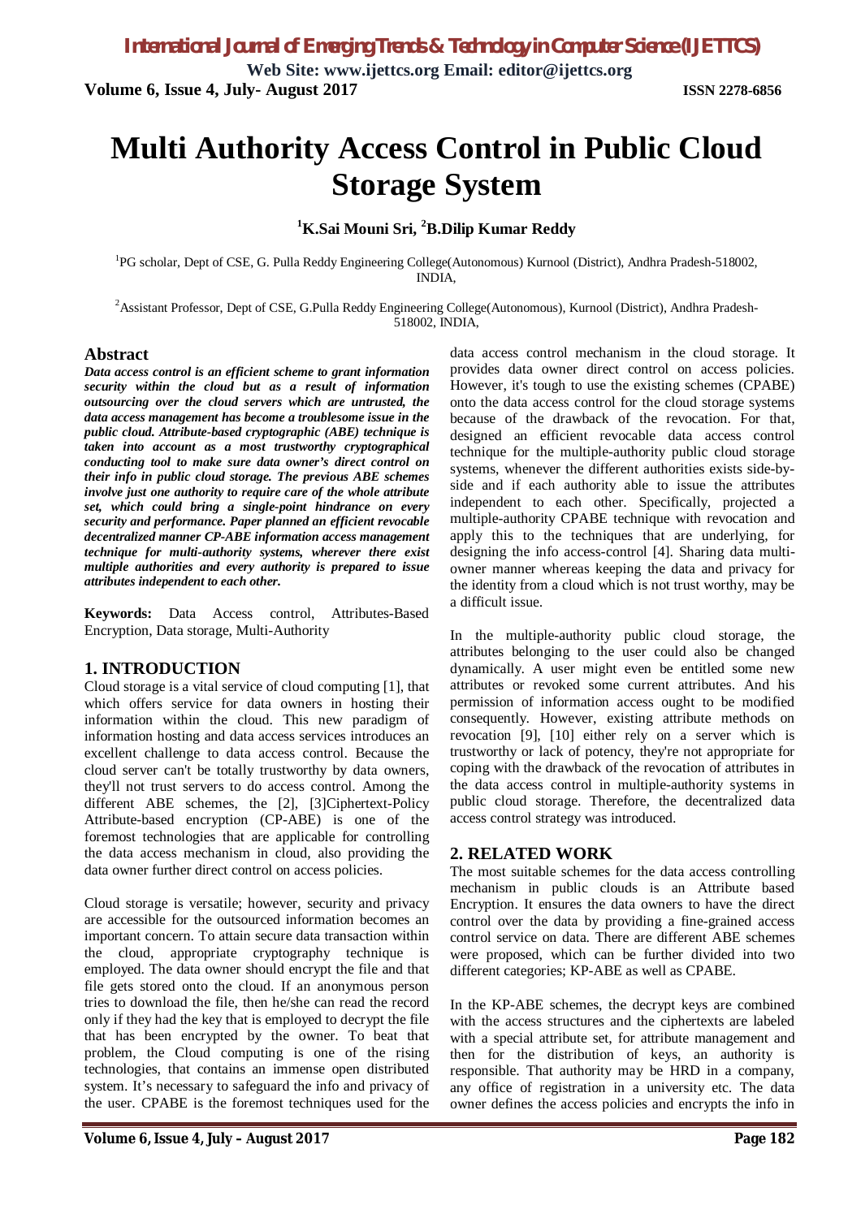# Multi Authority Access Control in Public Cloud Storage System

**[1]K.Sai Mouni Sri, [2]B.Dilip Kumar Reddy**

[1]PG scholar, Dept of CSE, G. Pulla Reddy Engineering College(Autonomous) Kurnool (District), Andhra Pradesh-518002, INDIA,

[2]Assistant Professor, Dept of CSE, G.Pulla Reddy Engineering College(Autonomous), Kurnool (District), Andhra Pradesh-518002, INDIA,

## Abstract

***Data access control is an efficient scheme to grant information security within the cloud but as a result of information outsourcing over the cloud servers which are untrusted, the data access management has become a troublesome issue in the public cloud. Attribute-based cryptographic (ABE) technique is taken into account as a most trustworthy cryptographical conducting tool to make sure data owner's direct control on their info in public cloud storage. The previous ABE schemes involve just one authority to require care of the whole attribute set, which could bring a single-point hindrance on every security and performance. Paper planned an efficient revocable decentralized manner CP-ABE information access management technique for multi-authority systems, wherever there exist multiple authorities and every authority is prepared to issue attributes independent to each other.***

**Keywords:** Data Access control, Attributes-Based Encryption, Data storage, Multi-Authority

## 1. INTRODUCTION

Cloud storage is a vital service of cloud computing [1], that which offers service for data owners in hosting their information within the cloud. This new paradigm of information hosting and data access services introduces an excellent challenge to data access control. Because the cloud server can't be totally trustworthy by data owners, they'll not trust servers to do access control. Among the different ABE schemes, the [2], [3]Ciphertext-Policy Attribute-based encryption (CP-ABE) is one of the foremost technologies that are applicable for controlling the data access mechanism in cloud, also providing the data owner further direct control on access policies.

Cloud storage is versatile; however, security and privacy are accessible for the outsourced information becomes an important concern. To attain secure data transaction within the cloud, appropriate cryptography technique is employed. The data owner should encrypt the file and that file gets stored onto the cloud. If an anonymous person tries to download the file, then he/she can read the record only if they had the key that is employed to decrypt the file that has been encrypted by the owner. To beat that problem, the Cloud computing is one of the rising technologies, that contains an immense open distributed system. It's necessary to safeguard the info and privacy of the user. CPABE is the foremost techniques used for the data access control mechanism in the cloud storage. It provides data owner direct control on access policies. However, it's tough to use the existing schemes (CPABE) onto the data access control for the cloud storage systems because of the drawback of the revocation. For that, designed an efficient revocable data access control technique for the multiple-authority public cloud storage systems, whenever the different authorities exists side-by-side and if each authority able to issue the attributes independent to each other. Specifically, projected a multiple-authority CPABE technique with revocation and apply this to the techniques that are underlying, for designing the info access-control [4]. Sharing data multi-owner manner whereas keeping the data and privacy for the identity from a cloud which is not trust worthy, may be a difficult issue.

In the multiple-authority public cloud storage, the attributes belonging to the user could also be changed dynamically. A user might even be entitled some new attributes or revoked some current attributes. And his permission of information access ought to be modified consequently. However, existing attribute methods on revocation [9], [10] either rely on a server which is trustworthy or lack of potency, they're not appropriate for coping with the drawback of the revocation of attributes in the data access control in multiple-authority systems in public cloud storage. Therefore, the decentralized data access control strategy was introduced.

## 2. RELATED WORK

The most suitable schemes for the data access controlling mechanism in public clouds is an Attribute based Encryption. It ensures the data owners to have the direct control over the data by providing a fine-grained access control service on data. There are different ABE schemes were proposed, which can be further divided into two different categories; KP-ABE as well as CPABE.

In the KP-ABE schemes, the decrypt keys are combined with the access structures and the ciphertexts are labeled with a special attribute set, for attribute management and then for the distribution of keys, an authority is responsible. That authority may be HRD in a company, any office of registration in a university etc. The data owner defines the access policies and encrypts the info in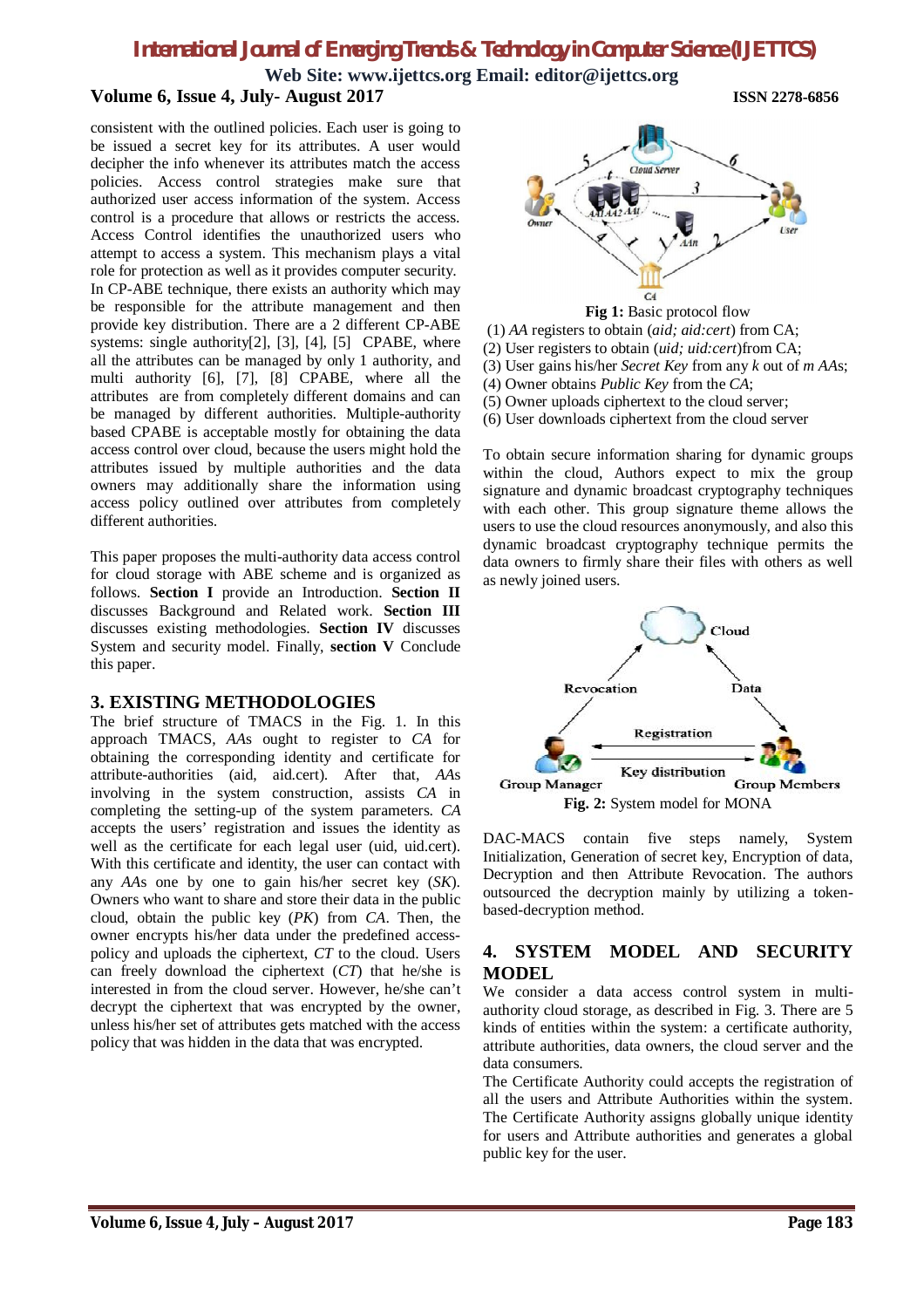consistent with the outlined policies. Each user is going to be issued a secret key for its attributes. A user would decipher the info whenever its attributes match the access policies. Access control strategies make sure that authorized user access information of the system. Access control is a procedure that allows or restricts the access. Access Control identifies the unauthorized users who attempt to access a system. This mechanism plays a vital role for protection as well as it provides computer security. In CP-ABE technique, there exists an authority which may be responsible for the attribute management and then provide key distribution. There are a 2 different CP-ABE systems: single authority[2], [3], [4], [5] CPABE, where all the attributes can be managed by only 1 authority, and multi authority [6], [7], [8] CPABE, where all the attributes are from completely different domains and can be managed by different authorities. Multiple-authority based CPABE is acceptable mostly for obtaining the data access control over cloud, because the users might hold the attributes issued by multiple authorities and the data owners may additionally share the information using access policy outlined over attributes from completely different authorities.

This paper proposes the multi-authority data access control for cloud storage with ABE scheme and is organized as follows. **Section I** provide an Introduction. **Section II** discusses Background and Related work. **Section III** discusses existing methodologies. **Section IV** discusses System and security model. Finally, **section V** Conclude this paper.

## 3. EXISTING METHODOLOGIES

The brief structure of TMACS in the Fig. 1. In this approach TMACS, *AA*s ought to register to *CA* for obtaining the corresponding identity and certificate for attribute-authorities (aid, aid.cert). After that, *AA*s involving in the system construction, assists *CA* in completing the setting-up of the system parameters. *CA* accepts the users' registration and issues the identity as well as the certificate for each legal user (uid, uid.cert). With this certificate and identity, the user can contact with any *AA*s one by one to gain his/her secret key (*SK*). Owners who want to share and store their data in the public cloud, obtain the public key (*PK*) from *CA*. Then, the owner encrypts his/her data under the predefined access-policy and uploads the ciphertext, *CT* to the cloud. Users can freely download the ciphertext (*CT*) that he/she is interested in from the cloud server. However, he/she can't decrypt the ciphertext that was encrypted by the owner, unless his/her set of attributes gets matched with the access policy that was hidden in the data that was encrypted.

**Fig 1:** Basic protocol flow

(1) *AA* registers to obtain (*aid; aid:cert*) from CA;
(2) User registers to obtain (*uid; uid:cert*)from CA;
(3) User gains his/her *Secret Key* from any *k* out of *m AA*s;
(4) Owner obtains *Public Key* from the *CA*;
(5) Owner uploads ciphertext to the cloud server;
(6) User downloads ciphertext from the cloud server

To obtain secure information sharing for dynamic groups within the cloud, Authors expect to mix the group signature and dynamic broadcast cryptography techniques with each other. This group signature theme allows the users to use the cloud resources anonymously, and also this dynamic broadcast cryptography technique permits the data owners to firmly share their files with others as well as newly joined users.

**Fig. 2:** System model for MONA

DAC-MACS contain five steps namely, System Initialization, Generation of secret key, Encryption of data, Decryption and then Attribute Revocation. The authors outsourced the decryption mainly by utilizing a token-based-decryption method.

## 4. SYSTEM MODEL AND SECURITY MODEL

We consider a data access control system in multi-authority cloud storage, as described in Fig. 3. There are 5 kinds of entities within the system: a certificate authority, attribute authorities, data owners, the cloud server and the data consumers.

The Certificate Authority could accepts the registration of all the users and Attribute Authorities within the system. The Certificate Authority assigns globally unique identity for users and Attribute authorities and generates a global public key for the user.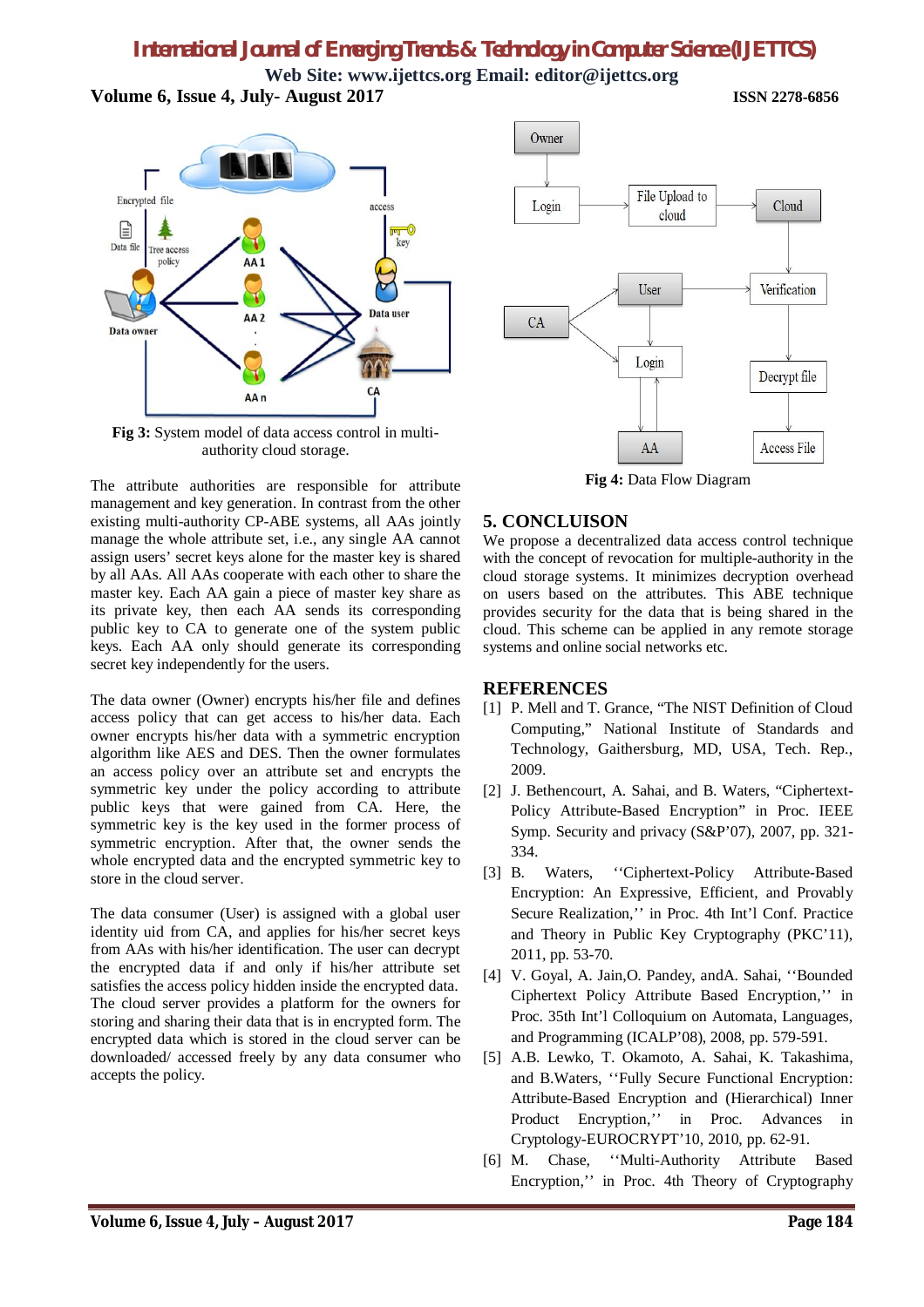**Fig 3:** System model of data access control in multi-authority cloud storage.

The attribute authorities are responsible for attribute management and key generation. In contrast from the other existing multi-authority CP-ABE systems, all AAs jointly manage the whole attribute set, i.e., any single AA cannot assign users' secret keys alone for the master key is shared by all AAs. All AAs cooperate with each other to share the master key. Each AA gain a piece of master key share as its private key, then each AA sends its corresponding public key to CA to generate one of the system public keys. Each AA only should generate its corresponding secret key independently for the users.

The data owner (Owner) encrypts his/her file and defines access policy that can get access to his/her data. Each owner encrypts his/her data with a symmetric encryption algorithm like AES and DES. Then the owner formulates an access policy over an attribute set and encrypts the symmetric key under the policy according to attribute public keys that were gained from CA. Here, the symmetric key is the key used in the former process of symmetric encryption. After that, the owner sends the whole encrypted data and the encrypted symmetric key to store in the cloud server.

The data consumer (User) is assigned with a global user identity uid from CA, and applies for his/her secret keys from AAs with his/her identification. The user can decrypt the encrypted data if and only if his/her attribute set satisfies the access policy hidden inside the encrypted data. The cloud server provides a platform for the owners for storing and sharing their data that is in encrypted form. The encrypted data which is stored in the cloud server can be downloaded/ accessed freely by any data consumer who accepts the policy.

**Fig 4:** Data Flow Diagram

## 5. CONCLUISON

We propose a decentralized data access control technique with the concept of revocation for multiple-authority in the cloud storage systems. It minimizes decryption overhead on users based on the attributes. This ABE technique provides security for the data that is being shared in the cloud. This scheme can be applied in any remote storage systems and online social networks etc.

## REFERENCES

[1] P. Mell and T. Grance, "The NIST Definition of Cloud Computing," National Institute of Standards and Technology, Gaithersburg, MD, USA, Tech. Rep., 2009.

[2] J. Bethencourt, A. Sahai, and B. Waters, "Ciphertext-Policy Attribute-Based Encryption" in Proc. IEEE Symp. Security and privacy (S&P'07), 2007, pp. 321-334.

[3] B. Waters, ''Ciphertext-Policy Attribute-Based Encryption: An Expressive, Efficient, and Provably Secure Realization,'' in Proc. 4th Int'l Conf. Practice and Theory in Public Key Cryptography (PKC'11), 2011, pp. 53-70.

[4] V. Goyal, A. Jain,O. Pandey, andA. Sahai, ''Bounded Ciphertext Policy Attribute Based Encryption,'' in Proc. 35th Int'l Colloquium on Automata, Languages, and Programming (ICALP'08), 2008, pp. 579-591.

[5] A.B. Lewko, T. Okamoto, A. Sahai, K. Takashima, and B.Waters, ''Fully Secure Functional Encryption: Attribute-Based Encryption and (Hierarchical) Inner Product Encryption,'' in Proc. Advances in Cryptology-EUROCRYPT'10, 2010, pp. 62-91.

[6] M. Chase, ''Multi-Authority Attribute Based Encryption,'' in Proc. 4th Theory of Cryptography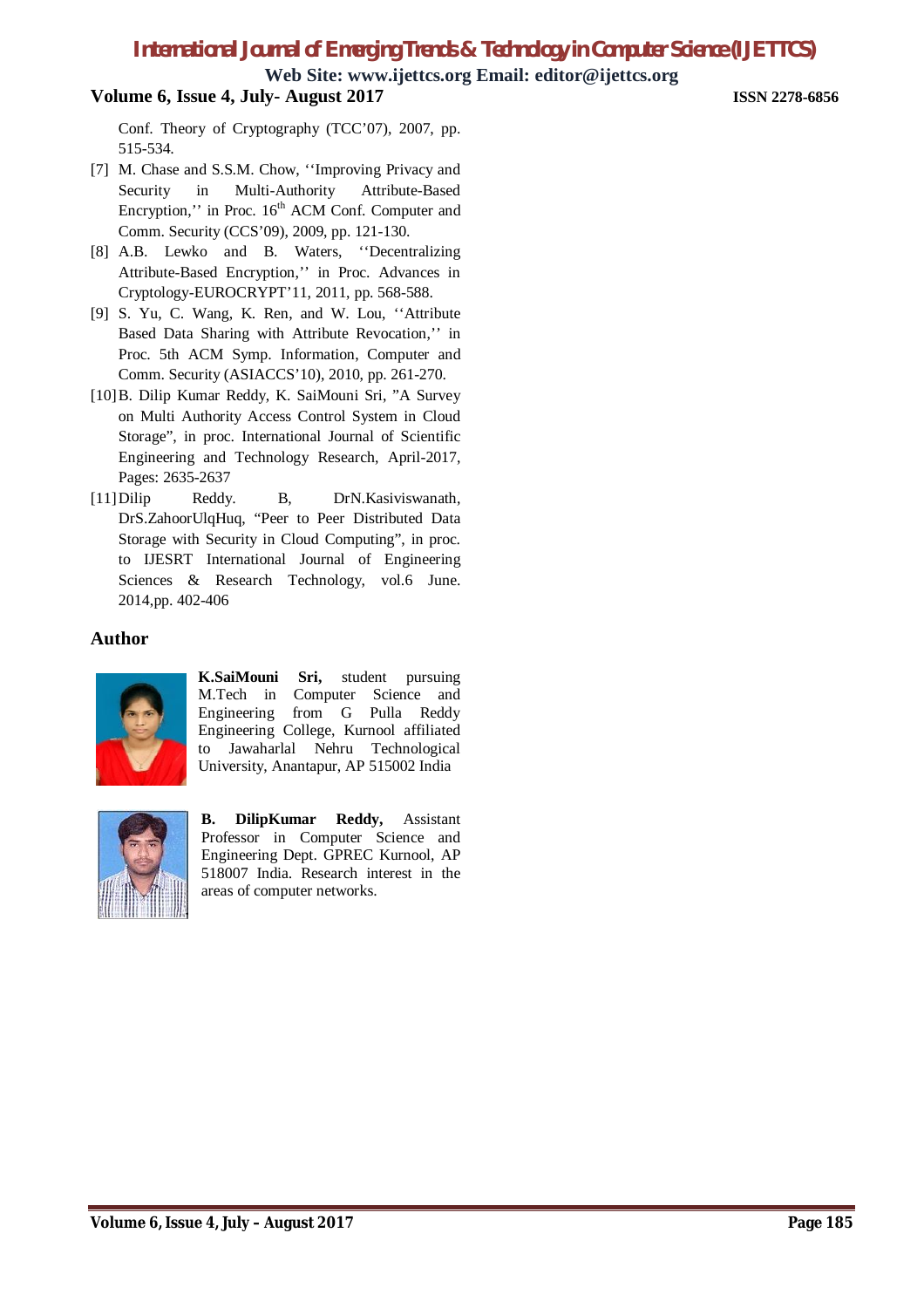Conf. Theory of Cryptography (TCC'07), 2007, pp. 515-534.

[7] M. Chase and S.S.M. Chow, ''Improving Privacy and Security in Multi-Authority Attribute-Based Encryption,'' in Proc. 16th ACM Conf. Computer and Comm. Security (CCS'09), 2009, pp. 121-130.

[8] A.B. Lewko and B. Waters, ''Decentralizing Attribute-Based Encryption,'' in Proc. Advances in Cryptology-EUROCRYPT'11, 2011, pp. 568-588.

[9] S. Yu, C. Wang, K. Ren, and W. Lou, ''Attribute Based Data Sharing with Attribute Revocation,'' in Proc. 5th ACM Symp. Information, Computer and Comm. Security (ASIACCS'10), 2010, pp. 261-270.

[10] B. Dilip Kumar Reddy, K. SaiMouni Sri, "A Survey on Multi Authority Access Control System in Cloud Storage", in proc. International Journal of Scientific Engineering and Technology Research, April-2017, Pages: 2635-2637

[11] Dilip Reddy. B, DrN.Kasiviswanath, DrS.ZahoorUlqHuq, "Peer to Peer Distributed Data Storage with Security in Cloud Computing", in proc. to IJESRT International Journal of Engineering Sciences & Research Technology, vol.6 June. 2014,pp. 402-406

## Author

**K.SaiMouni Sri,** student pursuing M.Tech in Computer Science and Engineering from G Pulla Reddy Engineering College, Kurnool affiliated to Jawaharlal Nehru Technological University, Anantapur, AP 515002 India

**B. DilipKumar Reddy,** Assistant Professor in Computer Science and Engineering Dept. GPREC Kurnool, AP 518007 India. Research interest in the areas of computer networks.